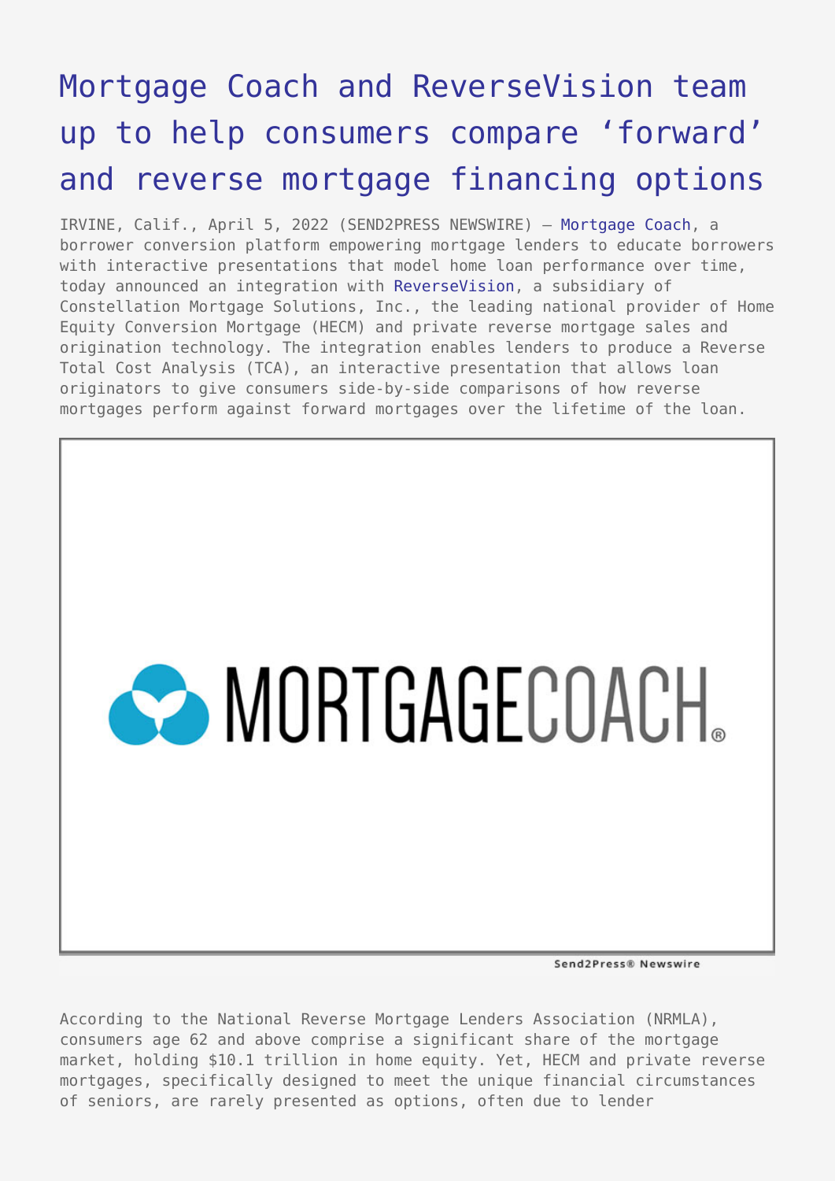# Mortgage Coach and ReverseVision team up to help consumers compare 'forward' and reverse mortgage financing options

IRVINE, Calif., April 5, 2022 (SEND2PRESS NEWSWIRE) — Mortgage Coach, a borrower conversion platform empowering mortgage lenders to educate borrowers with interactive presentations that model home loan performance over time, today announced an integration with ReverseVision, a subsidiary of Constellation Mortgage Solutions, Inc., the leading national provider of Home Equity Conversion Mortgage (HECM) and private reverse mortgage sales and origination technology. The integration enables lenders to produce a Reverse Total Cost Analysis (TCA), an interactive presentation that allows loan originators to give consumers side-by-side comparisons of how reverse mortgages perform against forward mortgages over the lifetime of the loan.

According to the National Reverse Mortgage Lenders Association (NRMLA), consumers age 62 and above comprise a significant share of the mortgage market, holding $10.1 trillion in home equity. Yet, HECM and private reverse mortgages, specifically designed to meet the unique financial circumstances of seniors, are rarely presented as options, often due to lender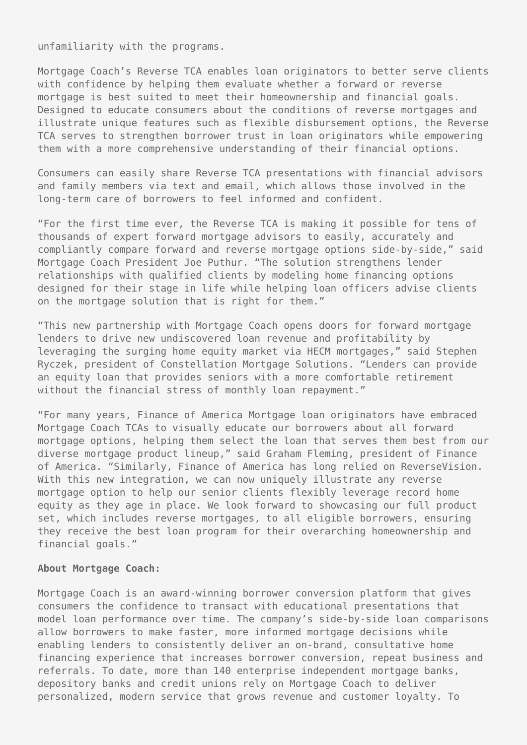unfamiliarity with the programs.

Mortgage Coach's Reverse TCA enables loan originators to better serve clients with confidence by helping them evaluate whether a forward or reverse mortgage is best suited to meet their homeownership and financial goals. Designed to educate consumers about the conditions of reverse mortgages and illustrate unique features such as flexible disbursement options, the Reverse TCA serves to strengthen borrower trust in loan originators while empowering them with a more comprehensive understanding of their financial options.

Consumers can easily share Reverse TCA presentations with financial advisors and family members via text and email, which allows those involved in the long-term care of borrowers to feel informed and confident.

"For the first time ever, the Reverse TCA is making it possible for tens of thousands of expert forward mortgage advisors to easily, accurately and compliantly compare forward and reverse mortgage options side-by-side," said Mortgage Coach President Joe Puthur. "The solution strengthens lender relationships with qualified clients by modeling home financing options designed for their stage in life while helping loan officers advise clients on the mortgage solution that is right for them."

"This new partnership with Mortgage Coach opens doors for forward mortgage lenders to drive new undiscovered loan revenue and profitability by leveraging the surging home equity market via HECM mortgages," said Stephen Ryczek, president of Constellation Mortgage Solutions. "Lenders can provide an equity loan that provides seniors with a more comfortable retirement without the financial stress of monthly loan repayment."

"For many years, Finance of America Mortgage loan originators have embraced Mortgage Coach TCAs to visually educate our borrowers about all forward mortgage options, helping them select the loan that serves them best from our diverse mortgage product lineup," said Graham Fleming, president of Finance of America. "Similarly, Finance of America has long relied on ReverseVision. With this new integration, we can now uniquely illustrate any reverse mortgage option to help our senior clients flexibly leverage record home equity as they age in place. We look forward to showcasing our full product set, which includes reverse mortgages, to all eligible borrowers, ensuring they receive the best loan program for their overarching homeownership and financial goals."

**About Mortgage Coach:**

Mortgage Coach is an award-winning borrower conversion platform that gives consumers the confidence to transact with educational presentations that model loan performance over time. The company's side-by-side loan comparisons allow borrowers to make faster, more informed mortgage decisions while enabling lenders to consistently deliver an on-brand, consultative home financing experience that increases borrower conversion, repeat business and referrals. To date, more than 140 enterprise independent mortgage banks, depository banks and credit unions rely on Mortgage Coach to deliver personalized, modern service that grows revenue and customer loyalty. To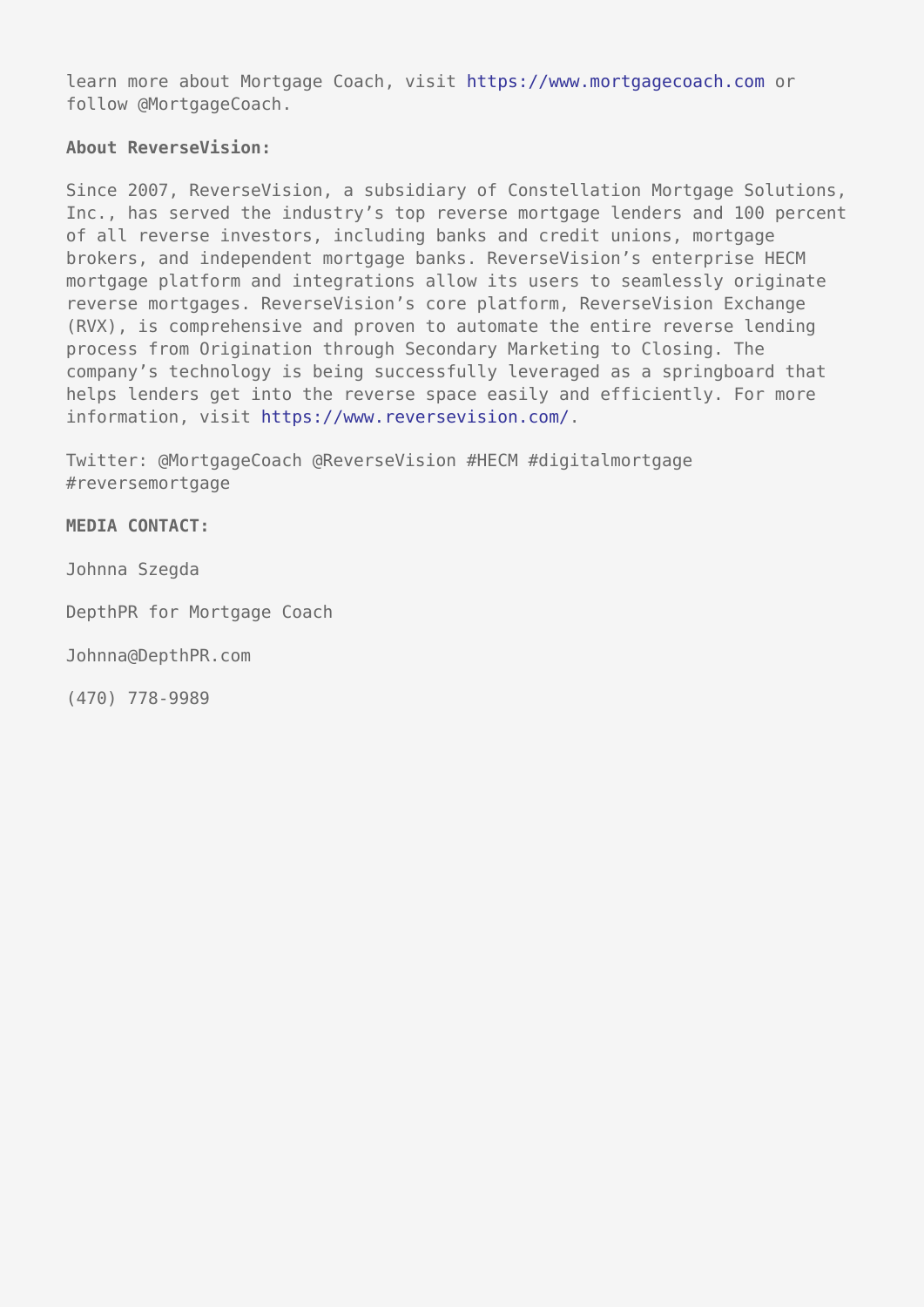learn more about Mortgage Coach, visit https://www.mortgagecoach.com or follow @MortgageCoach.

**About ReverseVision:**

Since 2007, ReverseVision, a subsidiary of Constellation Mortgage Solutions, Inc., has served the industry's top reverse mortgage lenders and 100 percent of all reverse investors, including banks and credit unions, mortgage brokers, and independent mortgage banks. ReverseVision's enterprise HECM mortgage platform and integrations allow its users to seamlessly originate reverse mortgages. ReverseVision's core platform, ReverseVision Exchange (RVX), is comprehensive and proven to automate the entire reverse lending process from Origination through Secondary Marketing to Closing. The company's technology is being successfully leveraged as a springboard that helps lenders get into the reverse space easily and efficiently. For more information, visit https://www.reversevision.com/.

Twitter: @MortgageCoach @ReverseVision #HECM #digitalmortgage #reversemortgage

**MEDIA CONTACT:**

Johnna Szegda

DepthPR for Mortgage Coach

Johnna@DepthPR.com

(470) 778-9989